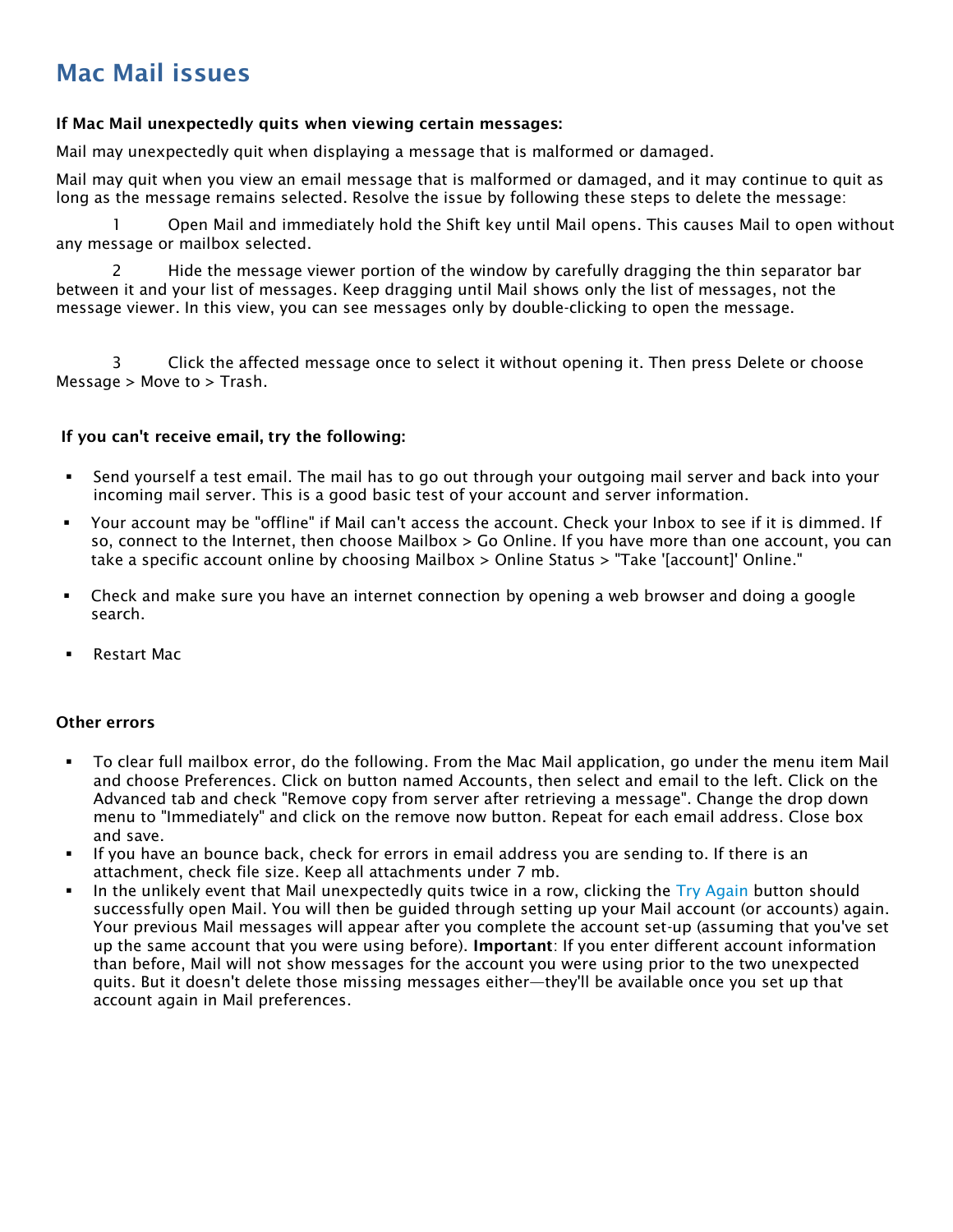# Mac Mail issues

**If Mac Mail unexpectedly quits when viewing certain messages:**

Mail may unexpectedly quit when displaying a message that is malformed or damaged.

Mail may quit when you view an email message that is malformed or damaged, and it may continue to quit as long as the message remains selected. Resolve the issue by following these steps to delete the message:

1. Open Mail and immediately hold the Shift key until Mail opens. This causes Mail to open without any message or mailbox selected.

2. Hide the message viewer portion of the window by carefully dragging the thin separator bar between it and your list of messages. Keep dragging until Mail shows only the list of messages, not the message viewer. In this view, you can see messages only by double-clicking to open the message.

3. Click the affected message once to select it without opening it. Then press Delete or choose Message > Move to > Trash.

**If you can't receive email, try the following:**

- Send yourself a test email. The mail has to go out through your outgoing mail server and back into your incoming mail server. This is a good basic test of your account and server information.
- Your account may be "offline" if Mail can't access the account. Check your Inbox to see if it is dimmed. If so, connect to the Internet, then choose Mailbox > Go Online. If you have more than one account, you can take a specific account online by choosing Mailbox > Online Status > "Take '[account]' Online."
- Check and make sure you have an internet connection by opening a web browser and doing a google search.
- Restart Mac

**Other errors**

- To clear full mailbox error, do the following. From the Mac Mail application, go under the menu item Mail and choose Preferences. Click on button named Accounts, then select and email to the left. Click on the Advanced tab and check "Remove copy from server after retrieving a message". Change the drop down menu to "Immediately" and click on the remove now button. Repeat for each email address. Close box and save.
- If you have an bounce back, check for errors in email address you are sending to. If there is an attachment, check file size. Keep all attachments under 7 mb.
- In the unlikely event that Mail unexpectedly quits twice in a row, clicking the Try Again button should successfully open Mail. You will then be guided through setting up your Mail account (or accounts) again. Your previous Mail messages will appear after you complete the account set-up (assuming that you've set up the same account that you were using before). **Important**: If you enter different account information than before, Mail will not show messages for the account you were using prior to the two unexpected quits. But it doesn't delete those missing messages either—they'll be available once you set up that account again in Mail preferences.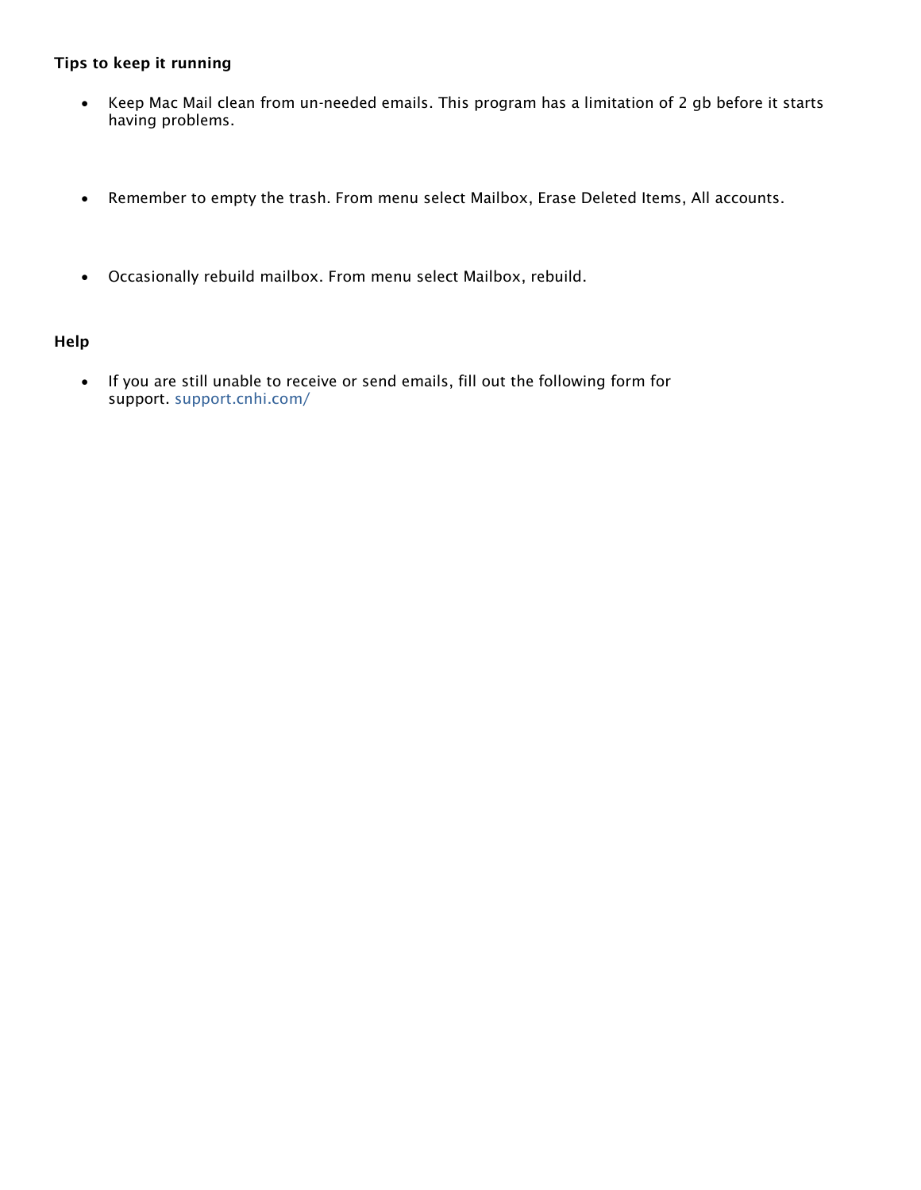**Tips to keep it running**

- Keep Mac Mail clean from un-needed emails. This program has a limitation of 2 gb before it starts having problems.

- Remember to empty the trash. From menu select Mailbox, Erase Deleted Items, All accounts.

- Occasionally rebuild mailbox. From menu select Mailbox, rebuild.

**Help**

- If you are still unable to receive or send emails, fill out the following form for support. support.cnhi.com/